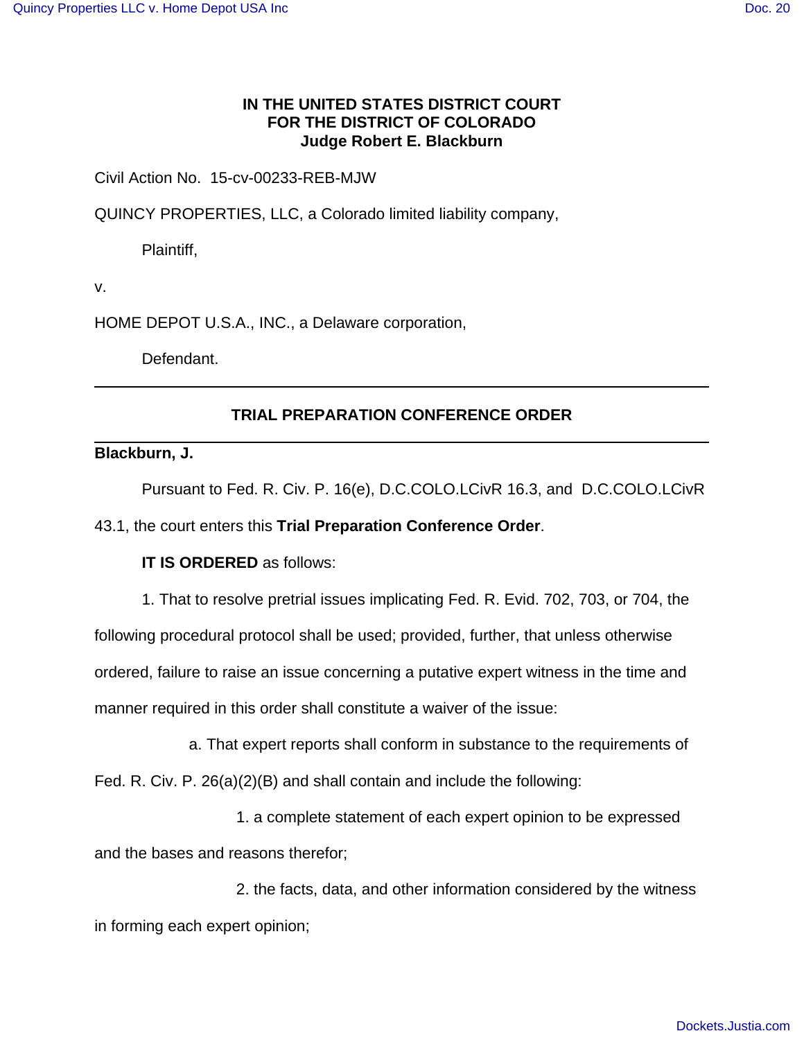**IN THE UNITED STATES DISTRICT COURT**
**FOR THE DISTRICT OF COLORADO**
**Judge Robert E. Blackburn**

Civil Action No. 15-cv-00233-REB-MJW

QUINCY PROPERTIES, LLC, a Colorado limited liability company,

Plaintiff,

v.

HOME DEPOT U.S.A., INC., a Delaware corporation,

Defendant.

---

## TRIAL PREPARATION CONFERENCE ORDER

---

**Blackburn, J.**

Pursuant to Fed. R. Civ. P. 16(e), D.C.COLO.LCivR 16.3, and D.C.COLO.LCivR 43.1, the court enters this **Trial Preparation Conference Order**.

**IT IS ORDERED** as follows:

1. That to resolve pretrial issues implicating Fed. R. Evid. 702, 703, or 704, the following procedural protocol shall be used; provided, further, that unless otherwise ordered, failure to raise an issue concerning a putative expert witness in the time and manner required in this order shall constitute a waiver of the issue:

a. That expert reports shall conform in substance to the requirements of Fed. R. Civ. P. 26(a)(2)(B) and shall contain and include the following:

1. a complete statement of each expert opinion to be expressed and the bases and reasons therefor;

2. the facts, data, and other information considered by the witness in forming each expert opinion;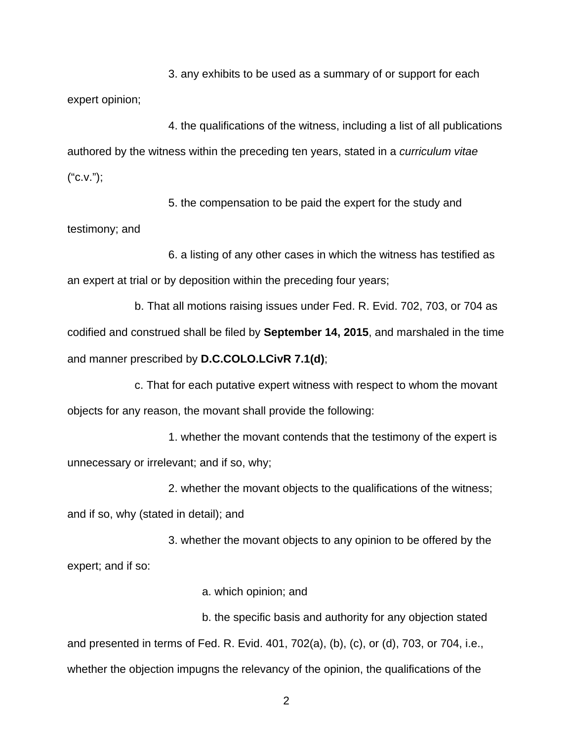3. any exhibits to be used as a summary of or support for each expert opinion;

4. the qualifications of the witness, including a list of all publications authored by the witness within the preceding ten years, stated in a *curriculum vitae* ("c.v.");

5. the compensation to be paid the expert for the study and testimony; and

6. a listing of any other cases in which the witness has testified as an expert at trial or by deposition within the preceding four years;

b. That all motions raising issues under Fed. R. Evid. 702, 703, or 704 as codified and construed shall be filed by **September 14, 2015**, and marshaled in the time and manner prescribed by **D.C.COLO.LCivR 7.1(d)**;

c. That for each putative expert witness with respect to whom the movant objects for any reason, the movant shall provide the following:

1. whether the movant contends that the testimony of the expert is unnecessary or irrelevant; and if so, why;

2. whether the movant objects to the qualifications of the witness; and if so, why (stated in detail); and

3. whether the movant objects to any opinion to be offered by the expert; and if so:

a. which opinion; and

b. the specific basis and authority for any objection stated and presented in terms of Fed. R. Evid. 401, 702(a), (b), (c), or (d), 703, or 704, i.e., whether the objection impugns the relevancy of the opinion, the qualifications of the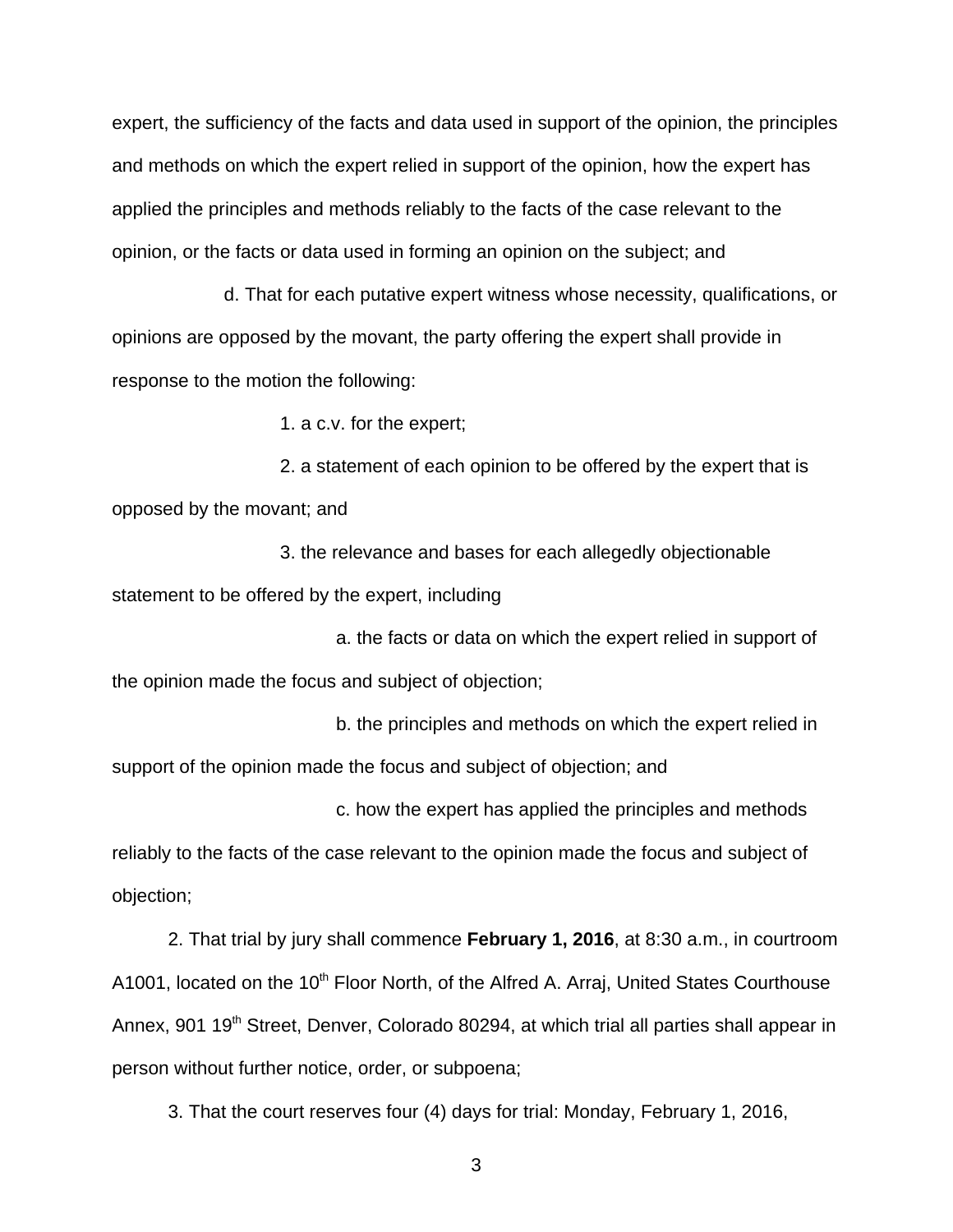expert, the sufficiency of the facts and data used in support of the opinion, the principles and methods on which the expert relied in support of the opinion, how the expert has applied the principles and methods reliably to the facts of the case relevant to the opinion, or the facts or data used in forming an opinion on the subject; and

d. That for each putative expert witness whose necessity, qualifications, or opinions are opposed by the movant, the party offering the expert shall provide in response to the motion the following:

1. a c.v. for the expert;

2. a statement of each opinion to be offered by the expert that is opposed by the movant; and

3. the relevance and bases for each allegedly objectionable statement to be offered by the expert, including

a. the facts or data on which the expert relied in support of the opinion made the focus and subject of objection;

b. the principles and methods on which the expert relied in support of the opinion made the focus and subject of objection; and

c. how the expert has applied the principles and methods reliably to the facts of the case relevant to the opinion made the focus and subject of objection;

2. That trial by jury shall commence **February 1, 2016**, at 8:30 a.m., in courtroom A1001, located on the 10th Floor North, of the Alfred A. Arraj, United States Courthouse Annex, 901 19th Street, Denver, Colorado 80294, at which trial all parties shall appear in person without further notice, order, or subpoena;

3. That the court reserves four (4) days for trial: Monday, February 1, 2016,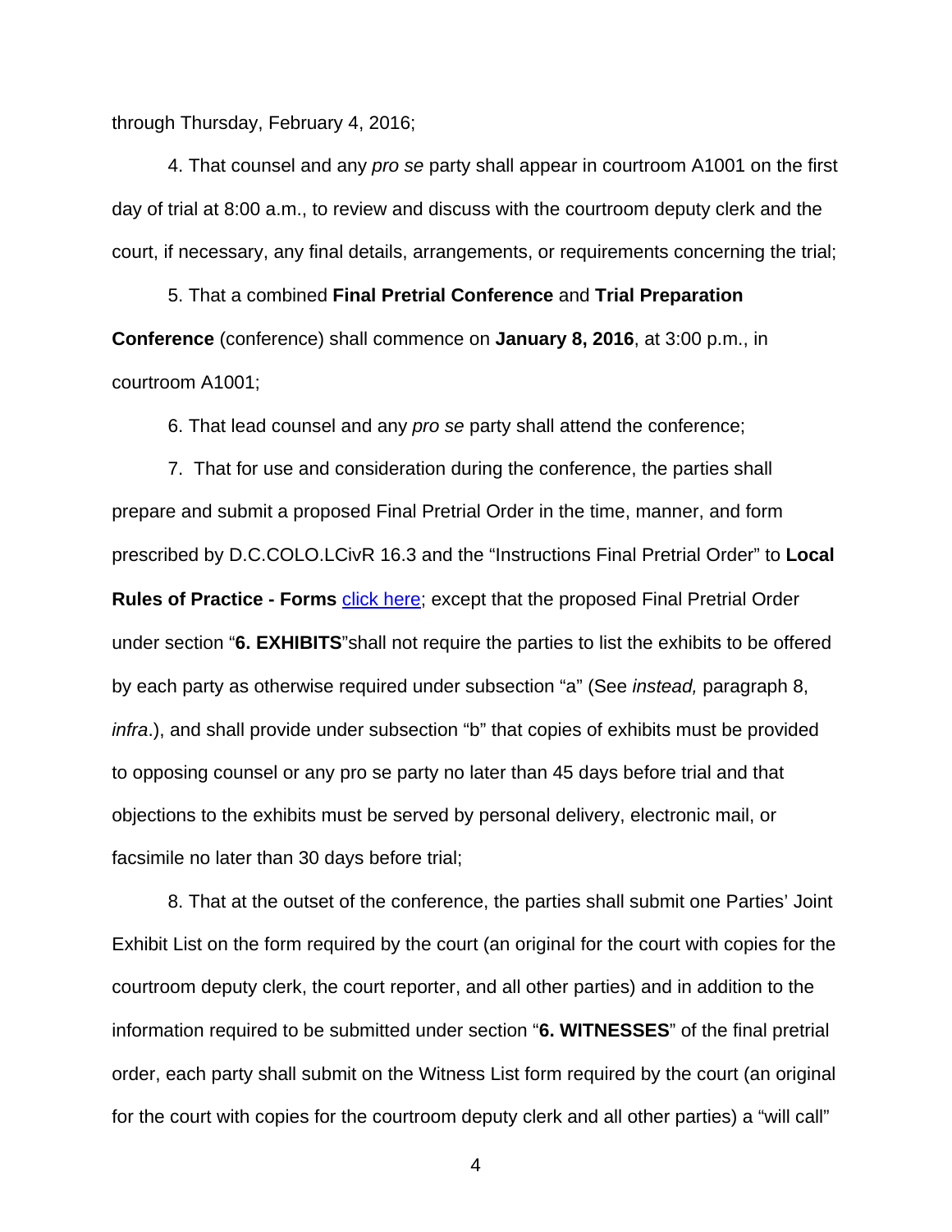through Thursday, February 4, 2016;

4. That counsel and any *pro se* party shall appear in courtroom A1001 on the first day of trial at 8:00 a.m., to review and discuss with the courtroom deputy clerk and the court, if necessary, any final details, arrangements, or requirements concerning the trial;

5. That a combined **Final Pretrial Conference** and **Trial Preparation Conference** (conference) shall commence on **January 8, 2016**, at 3:00 p.m., in courtroom A1001;

6. That lead counsel and any *pro se* party shall attend the conference;

7. That for use and consideration during the conference, the parties shall prepare and submit a proposed Final Pretrial Order in the time, manner, and form prescribed by D.C.COLO.LCivR 16.3 and the "Instructions Final Pretrial Order" to **Local Rules of Practice - Forms** click here; except that the proposed Final Pretrial Order under section "**6. EXHIBITS**"shall not require the parties to list the exhibits to be offered by each party as otherwise required under subsection "a" (See *instead,* paragraph 8, *infra*.), and shall provide under subsection "b" that copies of exhibits must be provided to opposing counsel or any pro se party no later than 45 days before trial and that objections to the exhibits must be served by personal delivery, electronic mail, or facsimile no later than 30 days before trial;

8. That at the outset of the conference, the parties shall submit one Parties' Joint Exhibit List on the form required by the court (an original for the court with copies for the courtroom deputy clerk, the court reporter, and all other parties) and in addition to the information required to be submitted under section "**6. WITNESSES**" of the final pretrial order, each party shall submit on the Witness List form required by the court (an original for the court with copies for the courtroom deputy clerk and all other parties) a "will call"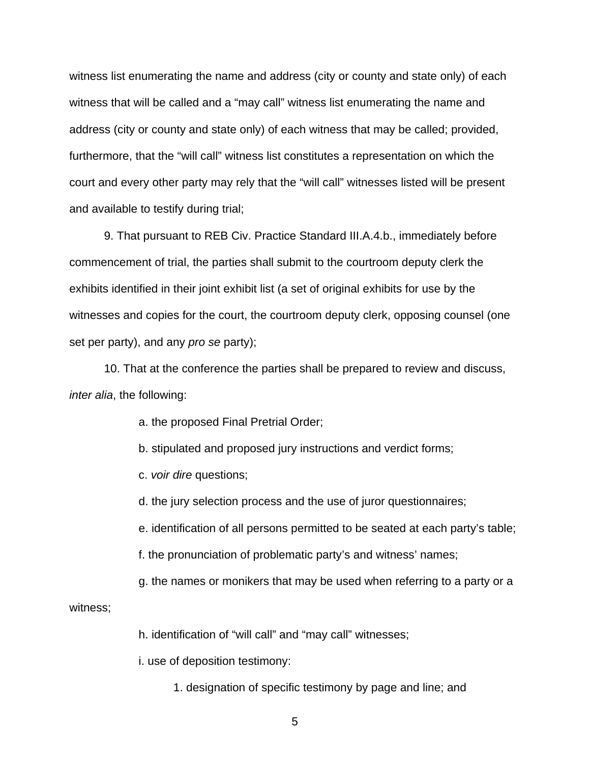witness list enumerating the name and address (city or county and state only) of each witness that will be called and a "may call" witness list enumerating the name and address (city or county and state only) of each witness that may be called; provided, furthermore, that the "will call" witness list constitutes a representation on which the court and every other party may rely that the "will call" witnesses listed will be present and available to testify during trial;

9. That pursuant to REB Civ. Practice Standard III.A.4.b., immediately before commencement of trial, the parties shall submit to the courtroom deputy clerk the exhibits identified in their joint exhibit list (a set of original exhibits for use by the witnesses and copies for the court, the courtroom deputy clerk, opposing counsel (one set per party), and any *pro se* party);

10. That at the conference the parties shall be prepared to review and discuss, *inter alia*, the following:

a. the proposed Final Pretrial Order;

b. stipulated and proposed jury instructions and verdict forms;

c. *voir dire* questions;

d. the jury selection process and the use of juror questionnaires;

e. identification of all persons permitted to be seated at each party's table;

f. the pronunciation of problematic party's and witness' names;

g. the names or monikers that may be used when referring to a party or a witness;

h. identification of "will call" and "may call" witnesses;

i. use of deposition testimony:

1. designation of specific testimony by page and line; and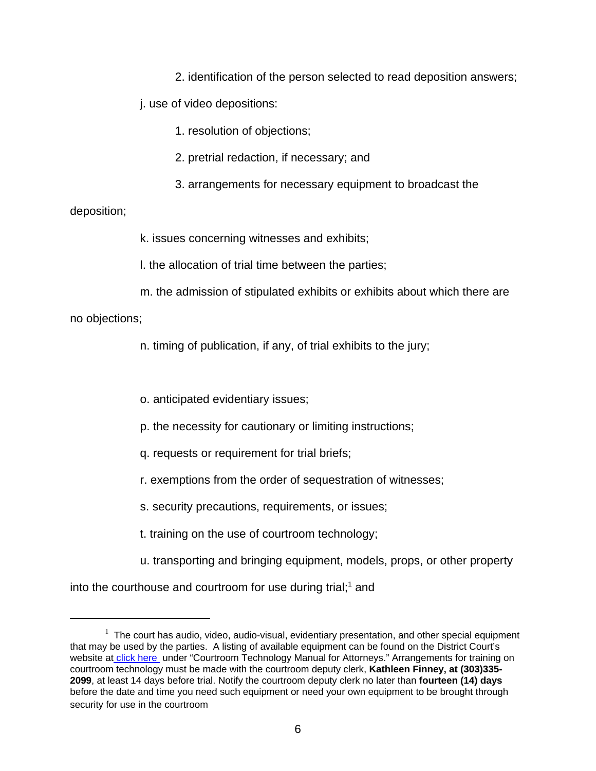2. identification of the person selected to read deposition answers;

j. use of video depositions:

1. resolution of objections;

2. pretrial redaction, if necessary; and

3. arrangements for necessary equipment to broadcast the deposition;

k. issues concerning witnesses and exhibits;

l. the allocation of trial time between the parties;

m. the admission of stipulated exhibits or exhibits about which there are no objections;

n. timing of publication, if any, of trial exhibits to the jury;

o. anticipated evidentiary issues;

p. the necessity for cautionary or limiting instructions;

q. requests or requirement for trial briefs;

r. exemptions from the order of sequestration of witnesses;

s. security precautions, requirements, or issues;

t. training on the use of courtroom technology;

u. transporting and bringing equipment, models, props, or other property into the courthouse and courtroom for use during trial;[1] and

---

[1] The court has audio, video, audio-visual, evidentiary presentation, and other special equipment that may be used by the parties. A listing of available equipment can be found on the District Court's website at click here under "Courtroom Technology Manual for Attorneys." Arrangements for training on courtroom technology must be made with the courtroom deputy clerk, **Kathleen Finney, at (303)335-2099**, at least 14 days before trial. Notify the courtroom deputy clerk no later than **fourteen (14) days** before the date and time you need such equipment or need your own equipment to be brought through security for use in the courtroom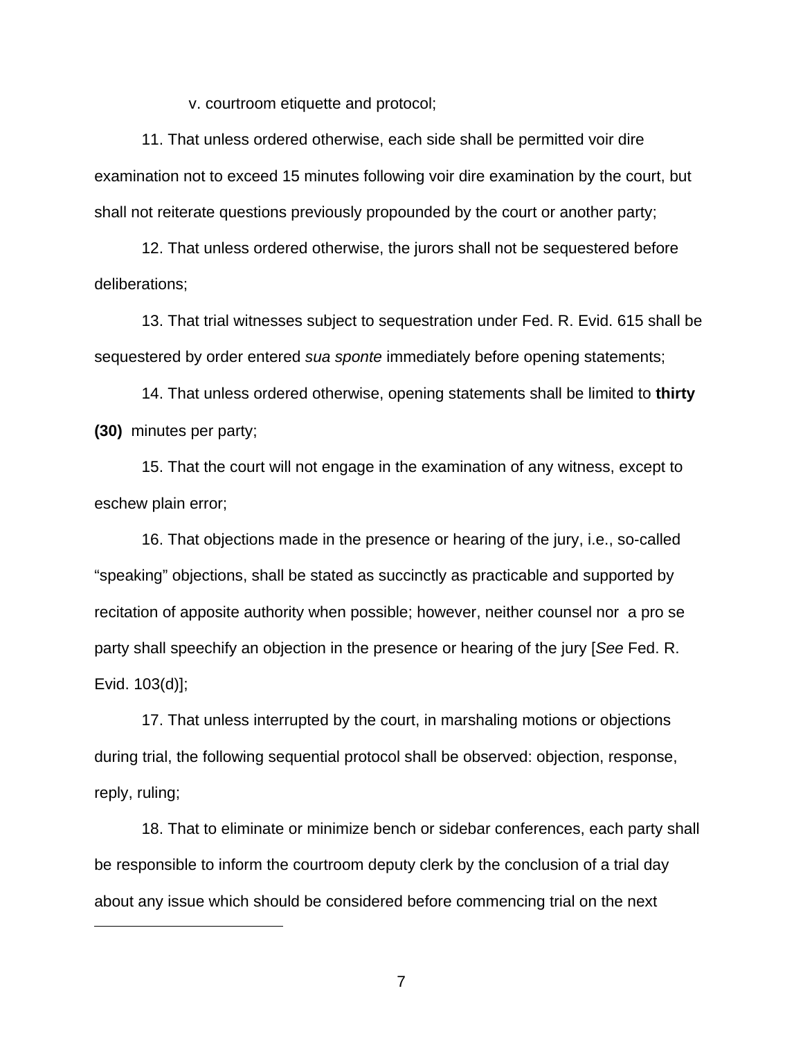v. courtroom etiquette and protocol;

11. That unless ordered otherwise, each side shall be permitted voir dire examination not to exceed 15 minutes following voir dire examination by the court, but shall not reiterate questions previously propounded by the court or another party;

12. That unless ordered otherwise, the jurors shall not be sequestered before deliberations;

13. That trial witnesses subject to sequestration under Fed. R. Evid. 615 shall be sequestered by order entered *sua sponte* immediately before opening statements;

14. That unless ordered otherwise, opening statements shall be limited to **thirty (30)** minutes per party;

15. That the court will not engage in the examination of any witness, except to eschew plain error;

16. That objections made in the presence or hearing of the jury, i.e., so-called "speaking" objections, shall be stated as succinctly as practicable and supported by recitation of apposite authority when possible; however, neither counsel nor a pro se party shall speechify an objection in the presence or hearing of the jury [*See* Fed. R. Evid. 103(d)];

17. That unless interrupted by the court, in marshaling motions or objections during trial, the following sequential protocol shall be observed: objection, response, reply, ruling;

18. That to eliminate or minimize bench or sidebar conferences, each party shall be responsible to inform the courtroom deputy clerk by the conclusion of a trial day about any issue which should be considered before commencing trial on the next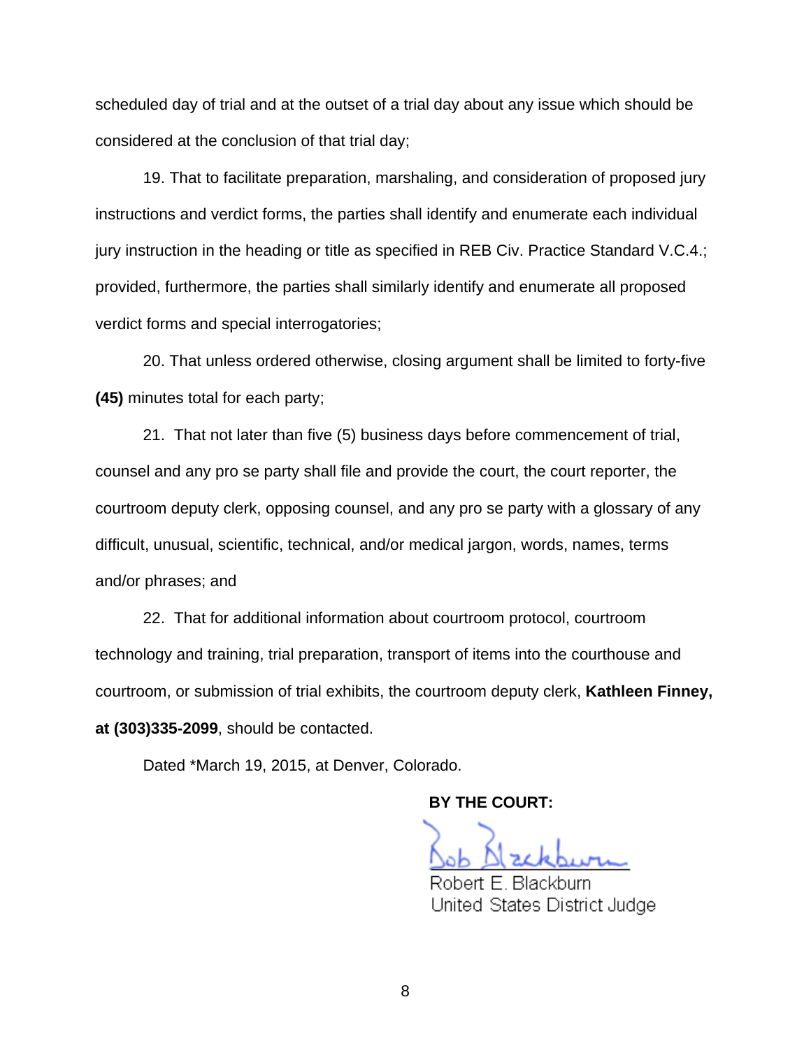scheduled day of trial and at the outset of a trial day about any issue which should be considered at the conclusion of that trial day;

19. That to facilitate preparation, marshaling, and consideration of proposed jury instructions and verdict forms, the parties shall identify and enumerate each individual jury instruction in the heading or title as specified in REB Civ. Practice Standard V.C.4.; provided, furthermore, the parties shall similarly identify and enumerate all proposed verdict forms and special interrogatories;

20. That unless ordered otherwise, closing argument shall be limited to forty-five **(45)** minutes total for each party;

21. That not later than five (5) business days before commencement of trial, counsel and any pro se party shall file and provide the court, the court reporter, the courtroom deputy clerk, opposing counsel, and any pro se party with a glossary of any difficult, unusual, scientific, technical, and/or medical jargon, words, names, terms and/or phrases; and

22. That for additional information about courtroom protocol, courtroom technology and training, trial preparation, transport of items into the courthouse and courtroom, or submission of trial exhibits, the courtroom deputy clerk, **Kathleen Finney, at (303)335-2099**, should be contacted.

Dated *March 19, 2015, at Denver, Colorado.

**BY THE COURT:**

Robert E. Blackburn
United States District Judge